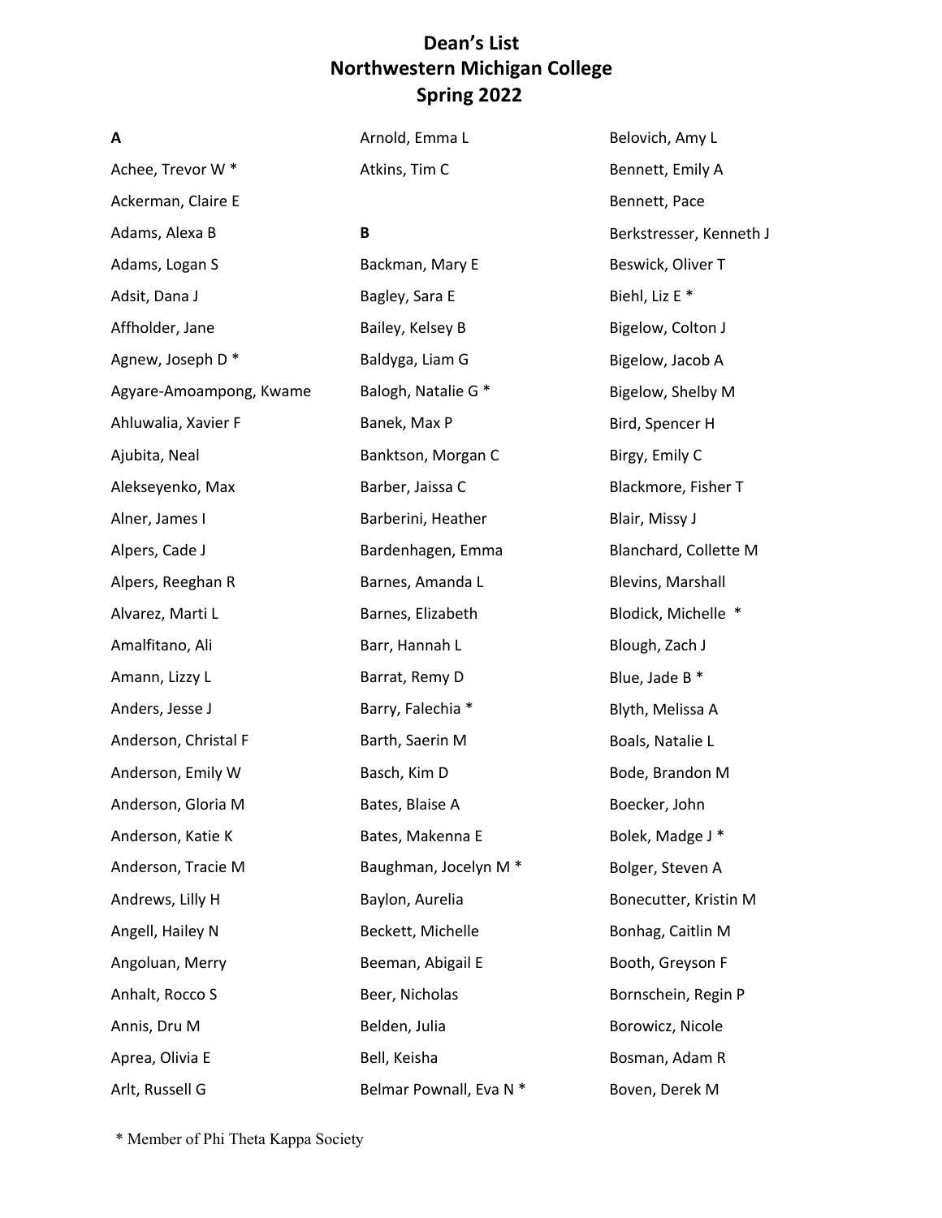# Dean's List
# Northwestern Michigan College
# Spring 2022

**A**

Achee, Trevor W *
Ackerman, Claire E
Adams, Alexa B
Adams, Logan S
Adsit, Dana J
Affholder, Jane
Agnew, Joseph D *
Agyare-Amoampong, Kwame
Ahluwalia, Xavier F
Ajubita, Neal
Alekseyenko, Max
Alner, James I
Alpers, Cade J
Alpers, Reeghan R
Alvarez, Marti L
Amalfitano, Ali
Amann, Lizzy L
Anders, Jesse J
Anderson, Christal F
Anderson, Emily W
Anderson, Gloria M
Anderson, Katie K
Anderson, Tracie M
Andrews, Lilly H
Angell, Hailey N
Angoluan, Merry
Anhalt, Rocco S
Annis, Dru M
Aprea, Olivia E
Arlt, Russell G
Arnold, Emma L
Atkins, Tim C

**B**

Backman, Mary E
Bagley, Sara E
Bailey, Kelsey B
Baldyga, Liam G
Balogh, Natalie G *
Banek, Max P
Banktson, Morgan C
Barber, Jaissa C
Barberini, Heather
Bardenhagen, Emma
Barnes, Amanda L
Barnes, Elizabeth
Barr, Hannah L
Barrat, Remy D
Barry, Falechia *
Barth, Saerin M
Basch, Kim D
Bates, Blaise A
Bates, Makenna E
Baughman, Jocelyn M *
Baylon, Aurelia
Beckett, Michelle
Beeman, Abigail E
Beer, Nicholas
Belden, Julia
Bell, Keisha
Belmar Pownall, Eva N *
Belovich, Amy L
Bennett, Emily A
Bennett, Pace
Berkstresser, Kenneth J
Beswick, Oliver T
Biehl, Liz E *
Bigelow, Colton J
Bigelow, Jacob A
Bigelow, Shelby M
Bird, Spencer H
Birgy, Emily C
Blackmore, Fisher T
Blair, Missy J
Blanchard, Collette M
Blevins, Marshall
Blodick, Michelle *
Blough, Zach J
Blue, Jade B *
Blyth, Melissa A
Boals, Natalie L
Bode, Brandon M
Boecker, John
Bolek, Madge J *
Bolger, Steven A
Bonecutter, Kristin M
Bonhag, Caitlin M
Booth, Greyson F
Bornschein, Regin P
Borowicz, Nicole
Bosman, Adam R
Boven, Derek M

* Member of Phi Theta Kappa Society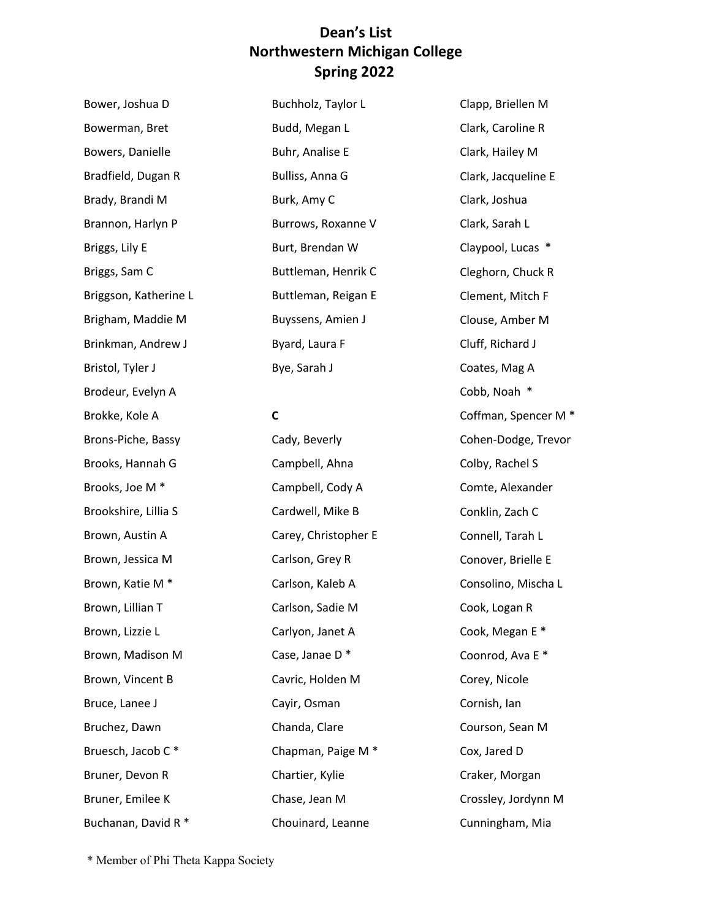# Dean's List
# Northwestern Michigan College
# Spring 2022

Bower, Joshua D
Bowerman, Bret
Bowers, Danielle
Bradfield, Dugan R
Brady, Brandi M
Brannon, Harlyn P
Briggs, Lily E
Briggs, Sam C
Briggson, Katherine L
Brigham, Maddie M
Brinkman, Andrew J
Bristol, Tyler J
Brodeur, Evelyn A
Brokke, Kole A
Brons-Piche, Bassy
Brooks, Hannah G
Brooks, Joe M *
Brookshire, Lillia S
Brown, Austin A
Brown, Jessica M
Brown, Katie M *
Brown, Lillian T
Brown, Lizzie L
Brown, Madison M
Brown, Vincent B
Bruce, Lanee J
Bruchez, Dawn
Bruesch, Jacob C *
Bruner, Devon R
Bruner, Emilee K
Buchanan, David R *
Buchholz, Taylor L
Budd, Megan L
Buhr, Analise E
Bulliss, Anna G
Burk, Amy C
Burrows, Roxanne V
Burt, Brendan W
Buttleman, Henrik C
Buttleman, Reigan E
Buyssens, Amien J
Byard, Laura F
Bye, Sarah J

**C**

Cady, Beverly
Campbell, Ahna
Campbell, Cody A
Cardwell, Mike B
Carey, Christopher E
Carlson, Grey R
Carlson, Kaleb A
Carlson, Sadie M
Carlyon, Janet A
Case, Janae D *
Cavric, Holden M
Cayir, Osman
Chanda, Clare
Chapman, Paige M *
Chartier, Kylie
Chase, Jean M
Chouinard, Leanne
Clapp, Briellen M
Clark, Caroline R
Clark, Hailey M
Clark, Jacqueline E
Clark, Joshua
Clark, Sarah L
Claypool, Lucas *
Cleghorn, Chuck R
Clement, Mitch F
Clouse, Amber M
Cluff, Richard J
Coates, Mag A
Cobb, Noah *
Coffman, Spencer M *
Cohen-Dodge, Trevor
Colby, Rachel S
Comte, Alexander
Conklin, Zach C
Connell, Tarah L
Conover, Brielle E
Consolino, Mischa L
Cook, Logan R
Cook, Megan E *
Coonrod, Ava E *
Corey, Nicole
Cornish, Ian
Courson, Sean M
Cox, Jared D
Craker, Morgan
Crossley, Jordynn M
Cunningham, Mia

* Member of Phi Theta Kappa Society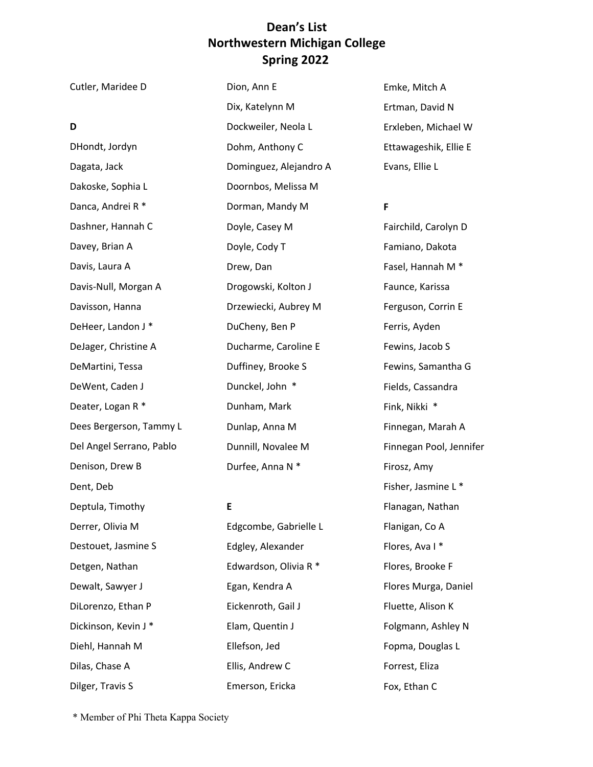# Dean's List
# Northwestern Michigan College
# Spring 2022

Cutler, Maridee D

**D**

DHondt, Jordyn
Dagata, Jack
Dakoske, Sophia L
Danca, Andrei R *
Dashner, Hannah C
Davey, Brian A
Davis, Laura A
Davis-Null, Morgan A
Davisson, Hanna
DeHeer, Landon J *
DeJager, Christine A
DeMartini, Tessa
DeWent, Caden J
Deater, Logan R *
Dees Bergerson, Tammy L
Del Angel Serrano, Pablo
Denison, Drew B
Dent, Deb
Deptula, Timothy
Derrer, Olivia M
Destouet, Jasmine S
Detgen, Nathan
Dewalt, Sawyer J
DiLorenzo, Ethan P
Dickinson, Kevin J *
Diehl, Hannah M
Dilas, Chase A
Dilger, Travis S
Dion, Ann E
Dix, Katelynn M
Dockweiler, Neola L
Dohm, Anthony C
Dominguez, Alejandro A
Doornbos, Melissa M
Dorman, Mandy M
Doyle, Casey M
Doyle, Cody T
Drew, Dan
Drogowski, Kolton J
Drzewiecki, Aubrey M
DuCheny, Ben P
Ducharme, Caroline E
Duffiney, Brooke S
Dunckel, John *
Dunham, Mark
Dunlap, Anna M
Dunnill, Novalee M
Durfee, Anna N *

**E**

Edgcombe, Gabrielle L
Edgley, Alexander
Edwardson, Olivia R *
Egan, Kendra A
Eickenroth, Gail J
Elam, Quentin J
Ellefson, Jed
Ellis, Andrew C
Emerson, Ericka
Emke, Mitch A
Ertman, David N
Erxleben, Michael W
Ettawageshik, Ellie E
Evans, Ellie L

**F**

Fairchild, Carolyn D
Famiano, Dakota
Fasel, Hannah M *
Faunce, Karissa
Ferguson, Corrin E
Ferris, Ayden
Fewins, Jacob S
Fewins, Samantha G
Fields, Cassandra
Fink, Nikki *
Finnegan, Marah A
Finnegan Pool, Jennifer
Firosz, Amy
Fisher, Jasmine L *
Flanagan, Nathan
Flanigan, Co A
Flores, Ava I *
Flores, Brooke F
Flores Murga, Daniel
Fluette, Alison K
Folgmann, Ashley N
Fopma, Douglas L
Forrest, Eliza
Fox, Ethan C

\* Member of Phi Theta Kappa Society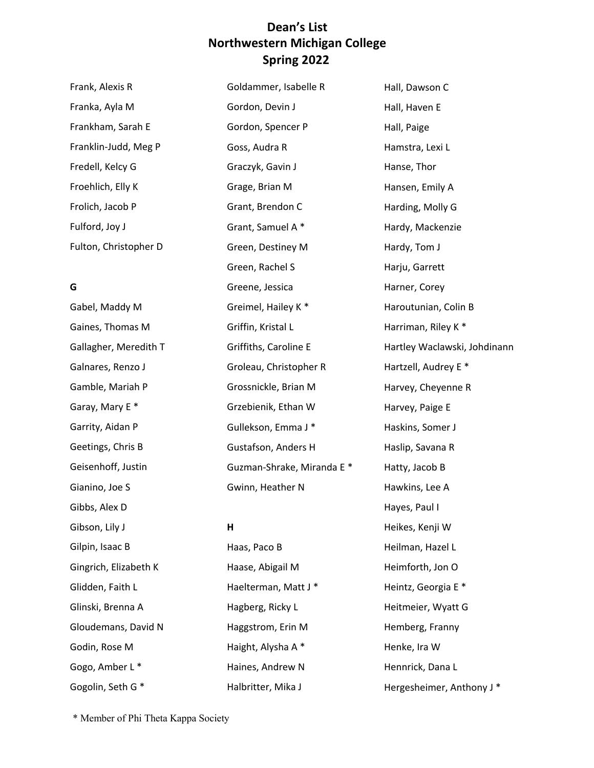# Dean's List
# Northwestern Michigan College
# Spring 2022

Frank, Alexis R
Franka, Ayla M
Frankham, Sarah E
Franklin-Judd, Meg P
Fredell, Kelcy G
Froehlich, Elly K
Frolich, Jacob P
Fulford, Joy J
Fulton, Christopher D

**G**

Gabel, Maddy M
Gaines, Thomas M
Gallagher, Meredith T
Galnares, Renzo J
Gamble, Mariah P
Garay, Mary E *
Garrity, Aidan P
Geetings, Chris B
Geisenhoff, Justin
Gianino, Joe S
Gibbs, Alex D
Gibson, Lily J
Gilpin, Isaac B
Gingrich, Elizabeth K
Glidden, Faith L
Glinski, Brenna A
Gloudemans, David N
Godin, Rose M
Gogo, Amber L *
Gogolin, Seth G *
Goldammer, Isabelle R
Gordon, Devin J
Gordon, Spencer P
Goss, Audra R
Graczyk, Gavin J
Grage, Brian M
Grant, Brendon C
Grant, Samuel A *
Green, Destiney M
Green, Rachel S
Greene, Jessica
Greimel, Hailey K *
Griffin, Kristal L
Griffiths, Caroline E
Groleau, Christopher R
Grossnickle, Brian M
Grzebienik, Ethan W
Gullekson, Emma J *
Gustafson, Anders H
Guzman-Shrake, Miranda E *
Gwinn, Heather N

**H**

Haas, Paco B
Haase, Abigail M
Haelterman, Matt J *
Hagberg, Ricky L
Haggstrom, Erin M
Haight, Alysha A *
Haines, Andrew N
Halbritter, Mika J
Hall, Dawson C
Hall, Haven E
Hall, Paige
Hamstra, Lexi L
Hanse, Thor
Hansen, Emily A
Harding, Molly G
Hardy, Mackenzie
Hardy, Tom J
Harju, Garrett
Harner, Corey
Haroutunian, Colin B
Harriman, Riley K *
Hartley Waclawski, Johdinann
Hartzell, Audrey E *
Harvey, Cheyenne R
Harvey, Paige E
Haskins, Somer J
Haslip, Savana R
Hatty, Jacob B
Hawkins, Lee A
Hayes, Paul I
Heikes, Kenji W
Heilman, Hazel L
Heimforth, Jon O
Heintz, Georgia E *
Heitmeier, Wyatt G
Hemberg, Franny
Henke, Ira W
Hennrick, Dana L
Hergesheimer, Anthony J *

* Member of Phi Theta Kappa Society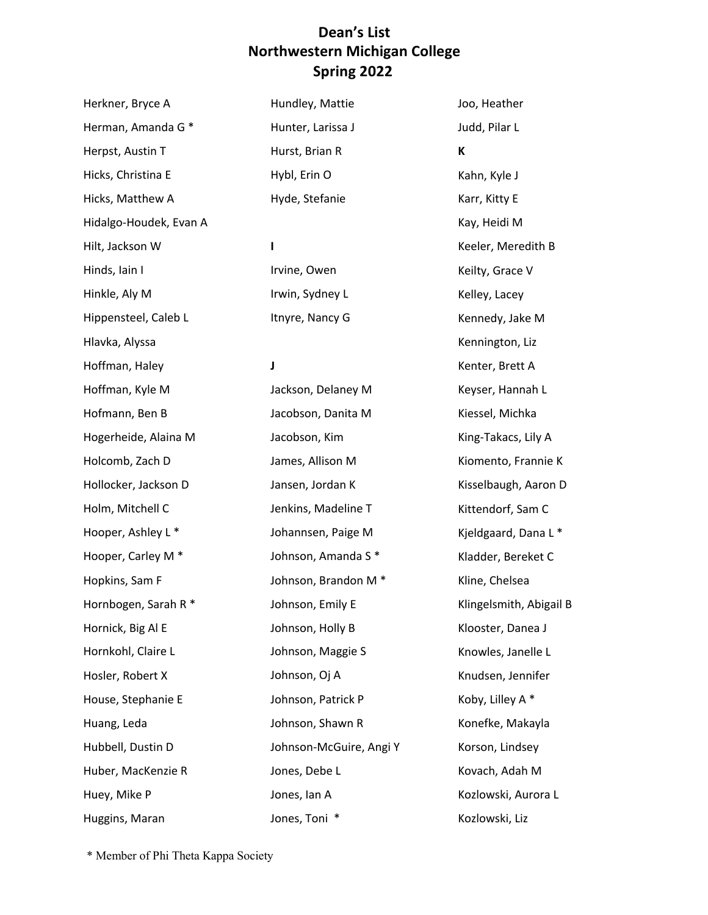# Dean's List
# Northwestern Michigan College
# Spring 2022

Herkner, Bryce A
Herman, Amanda G *
Herpst, Austin T
Hicks, Christina E
Hicks, Matthew A
Hidalgo-Houdek, Evan A
Hilt, Jackson W
Hinds, Iain I
Hinkle, Aly M
Hippensteel, Caleb L
Hlavka, Alyssa
Hoffman, Haley
Hoffman, Kyle M
Hofmann, Ben B
Hogerheide, Alaina M
Holcomb, Zach D
Hollocker, Jackson D
Holm, Mitchell C
Hooper, Ashley L *
Hooper, Carley M *
Hopkins, Sam F
Hornbogen, Sarah R *
Hornick, Big Al E
Hornkohl, Claire L
Hosler, Robert X
House, Stephanie E
Huang, Leda
Hubbell, Dustin D
Huber, MacKenzie R
Huey, Mike P
Huggins, Maran
Hundley, Mattie
Hunter, Larissa J
Hurst, Brian R
Hybl, Erin O
Hyde, Stefanie

**I**

Irvine, Owen
Irwin, Sydney L
Itnyre, Nancy G

**J**

Jackson, Delaney M
Jacobson, Danita M
Jacobson, Kim
James, Allison M
Jansen, Jordan K
Jenkins, Madeline T
Johannsen, Paige M
Johnson, Amanda S *
Johnson, Brandon M *
Johnson, Emily E
Johnson, Holly B
Johnson, Maggie S
Johnson, Oj A
Johnson, Patrick P
Johnson, Shawn R
Johnson-McGuire, Angi Y
Jones, Debe L
Jones, Ian A
Jones, Toni *
Joo, Heather
Judd, Pilar L

**K**

Kahn, Kyle J
Karr, Kitty E
Kay, Heidi M
Keeler, Meredith B
Keilty, Grace V
Kelley, Lacey
Kennedy, Jake M
Kennington, Liz
Kenter, Brett A
Keyser, Hannah L
Kiessel, Michka
King-Takacs, Lily A
Kiomento, Frannie K
Kisselbaugh, Aaron D
Kittendorf, Sam C
Kjeldgaard, Dana L *
Kladder, Bereket C
Kline, Chelsea
Klingelsmith, Abigail B
Klooster, Danea J
Knowles, Janelle L
Knudsen, Jennifer
Koby, Lilley A *
Konefke, Makayla
Korson, Lindsey
Kovach, Adah M
Kozlowski, Aurora L
Kozlowski, Liz

* Member of Phi Theta Kappa Society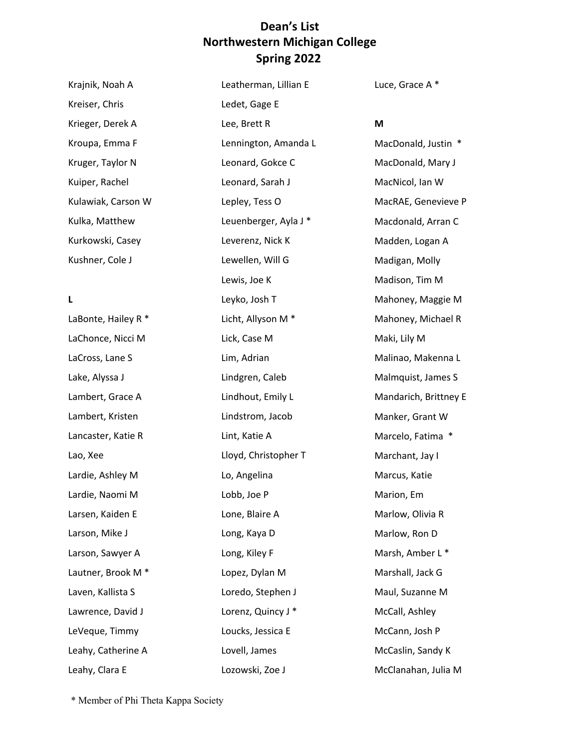# Dean's List
# Northwestern Michigan College
# Spring 2022

Krajnik, Noah A

Kreiser, Chris

Krieger, Derek A

Kroupa, Emma F

Kruger, Taylor N

Kuiper, Rachel

Kulawiak, Carson W

Kulka, Matthew

Kurkowski, Casey

Kushner, Cole J

**L**

LaBonte, Hailey R *

LaChonce, Nicci M

LaCross, Lane S

Lake, Alyssa J

Lambert, Grace A

Lambert, Kristen

Lancaster, Katie R

Lao, Xee

Lardie, Ashley M

Lardie, Naomi M

Larsen, Kaiden E

Larson, Mike J

Larson, Sawyer A

Lautner, Brook M *

Laven, Kallista S

Lawrence, David J

LeVeque, Timmy

Leahy, Catherine A

Leahy, Clara E

Leatherman, Lillian E

Ledet, Gage E

Lee, Brett R

Lennington, Amanda L

Leonard, Gokce C

Leonard, Sarah J

Lepley, Tess O

Leuenberger, Ayla J *

Leverenz, Nick K

Lewellen, Will G

Lewis, Joe K

Leyko, Josh T

Licht, Allyson M *

Lick, Case M

Lim, Adrian

Lindgren, Caleb

Lindhout, Emily L

Lindstrom, Jacob

Lint, Katie A

Lloyd, Christopher T

Lo, Angelina

Lobb, Joe P

Lone, Blaire A

Long, Kaya D

Long, Kiley F

Lopez, Dylan M

Loredo, Stephen J

Lorenz, Quincy J *

Loucks, Jessica E

Lovell, James

Lozowski, Zoe J

Luce, Grace A *

**M**

MacDonald, Justin *

MacDonald, Mary J

MacNicol, Ian W

MacRAE, Genevieve P

Macdonald, Arran C

Madden, Logan A

Madigan, Molly

Madison, Tim M

Mahoney, Maggie M

Mahoney, Michael R

Maki, Lily M

Malinao, Makenna L

Malmquist, James S

Mandarich, Brittney E

Manker, Grant W

Marcelo, Fatima *

Marchant, Jay I

Marcus, Katie

Marion, Em

Marlow, Olivia R

Marlow, Ron D

Marsh, Amber L *

Marshall, Jack G

Maul, Suzanne M

McCall, Ashley

McCann, Josh P

McCaslin, Sandy K

McClanahan, Julia M

\* Member of Phi Theta Kappa Society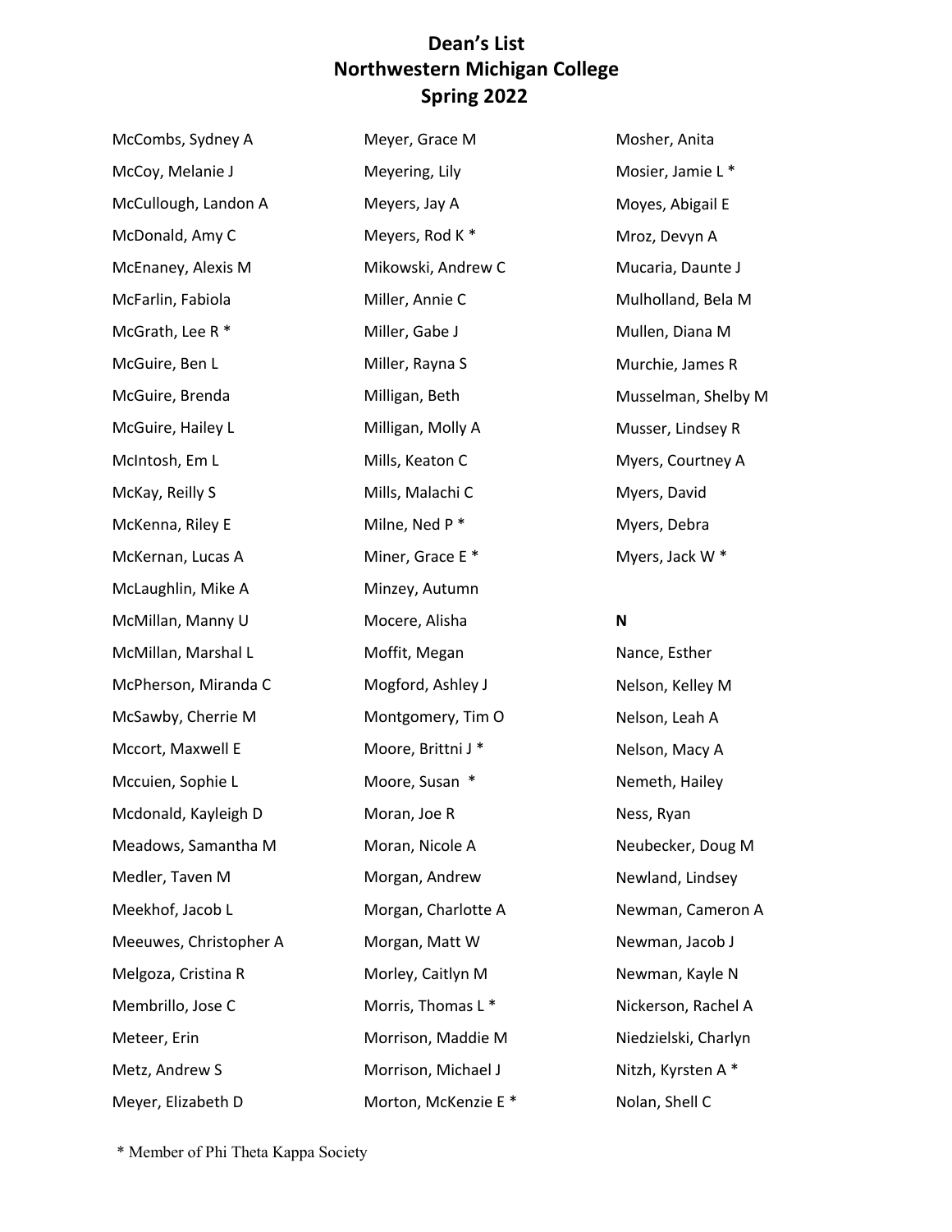# Dean's List
# Northwestern Michigan College
# Spring 2022

McCombs, Sydney A
McCoy, Melanie J
McCullough, Landon A
McDonald, Amy C
McEnaney, Alexis M
McFarlin, Fabiola
McGrath, Lee R *
McGuire, Ben L
McGuire, Brenda
McGuire, Hailey L
McIntosh, Em L
McKay, Reilly S
McKenna, Riley E
McKernan, Lucas A
McLaughlin, Mike A
McMillan, Manny U
McMillan, Marshal L
McPherson, Miranda C
McSawby, Cherrie M
Mccort, Maxwell E
Mccuien, Sophie L
Mcdonald, Kayleigh D
Meadows, Samantha M
Medler, Taven M
Meekhof, Jacob L
Meeuwes, Christopher A
Melgoza, Cristina R
Membrillo, Jose C
Meteer, Erin
Metz, Andrew S
Meyer, Elizabeth D
Meyer, Grace M
Meyering, Lily
Meyers, Jay A
Meyers, Rod K *
Mikowski, Andrew C
Miller, Annie C
Miller, Gabe J
Miller, Rayna S
Milligan, Beth
Milligan, Molly A
Mills, Keaton C
Mills, Malachi C
Milne, Ned P *
Miner, Grace E *
Minzey, Autumn
Mocere, Alisha
Moffit, Megan
Mogford, Ashley J
Montgomery, Tim O
Moore, Brittni J *
Moore, Susan *
Moran, Joe R
Moran, Nicole A
Morgan, Andrew
Morgan, Charlotte A
Morgan, Matt W
Morley, Caitlyn M
Morris, Thomas L *
Morrison, Maddie M
Morrison, Michael J
Morton, McKenzie E *
Mosher, Anita
Mosier, Jamie L *
Moyes, Abigail E
Mroz, Devyn A
Mucaria, Daunte J
Mulholland, Bela M
Mullen, Diana M
Murchie, James R
Musselman, Shelby M
Musser, Lindsey R
Myers, Courtney A
Myers, David
Myers, Debra
Myers, Jack W *

**N**

Nance, Esther
Nelson, Kelley M
Nelson, Leah A
Nelson, Macy A
Nemeth, Hailey
Ness, Ryan
Neubecker, Doug M
Newland, Lindsey
Newman, Cameron A
Newman, Jacob J
Newman, Kayle N
Nickerson, Rachel A
Niedzielski, Charlyn
Nitzh, Kyrsten A *
Nolan, Shell C

* Member of Phi Theta Kappa Society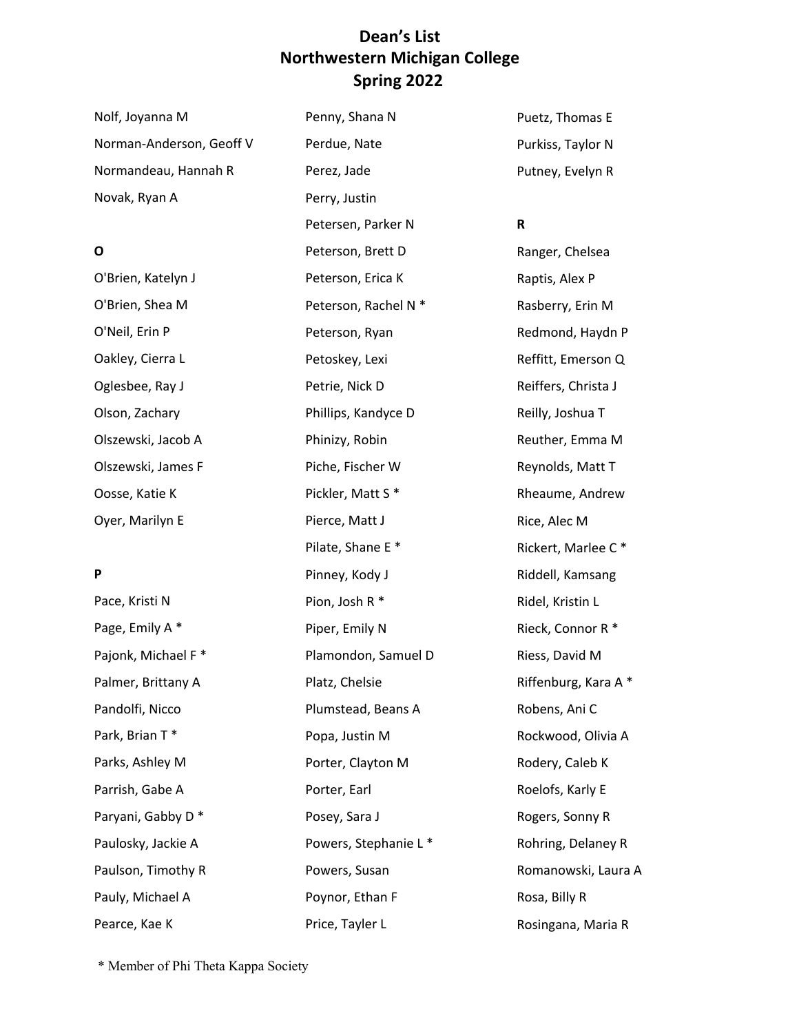# Dean's List
# Northwestern Michigan College
# Spring 2022

Nolf, Joyanna M
Norman-Anderson, Geoff V
Normandeau, Hannah R
Novak, Ryan A

**O**

O'Brien, Katelyn J
O'Brien, Shea M
O'Neil, Erin P
Oakley, Cierra L
Oglesbee, Ray J
Olson, Zachary
Olszewski, Jacob A
Olszewski, James F
Oosse, Katie K
Oyer, Marilyn E

**P**

Pace, Kristi N
Page, Emily A *
Pajonk, Michael F *
Palmer, Brittany A
Pandolfi, Nicco
Park, Brian T *
Parks, Ashley M
Parrish, Gabe A
Paryani, Gabby D *
Paulosky, Jackie A
Paulson, Timothy R
Pauly, Michael A
Pearce, Kae K
Penny, Shana N
Perdue, Nate
Perez, Jade
Perry, Justin
Petersen, Parker N
Peterson, Brett D
Peterson, Erica K
Peterson, Rachel N *
Peterson, Ryan
Petoskey, Lexi
Petrie, Nick D
Phillips, Kandyce D
Phinizy, Robin
Piche, Fischer W
Pickler, Matt S *
Pierce, Matt J
Pilate, Shane E *
Pinney, Kody J
Pion, Josh R *
Piper, Emily N
Plamondon, Samuel D
Platz, Chelsie
Plumstead, Beans A
Popa, Justin M
Porter, Clayton M
Porter, Earl
Posey, Sara J
Powers, Stephanie L *
Powers, Susan
Poynor, Ethan F
Price, Tayler L
Puetz, Thomas E
Purkiss, Taylor N
Putney, Evelyn R

**R**

Ranger, Chelsea
Raptis, Alex P
Rasberry, Erin M
Redmond, Haydn P
Reffitt, Emerson Q
Reiffers, Christa J
Reilly, Joshua T
Reuther, Emma M
Reynolds, Matt T
Rheaume, Andrew
Rice, Alec M
Rickert, Marlee C *
Riddell, Kamsang
Ridel, Kristin L
Rieck, Connor R *
Riess, David M
Riffenburg, Kara A *
Robens, Ani C
Rockwood, Olivia A
Rodery, Caleb K
Roelofs, Karly E
Rogers, Sonny R
Rohring, Delaney R
Romanowski, Laura A
Rosa, Billy R
Rosingana, Maria R

* Member of Phi Theta Kappa Society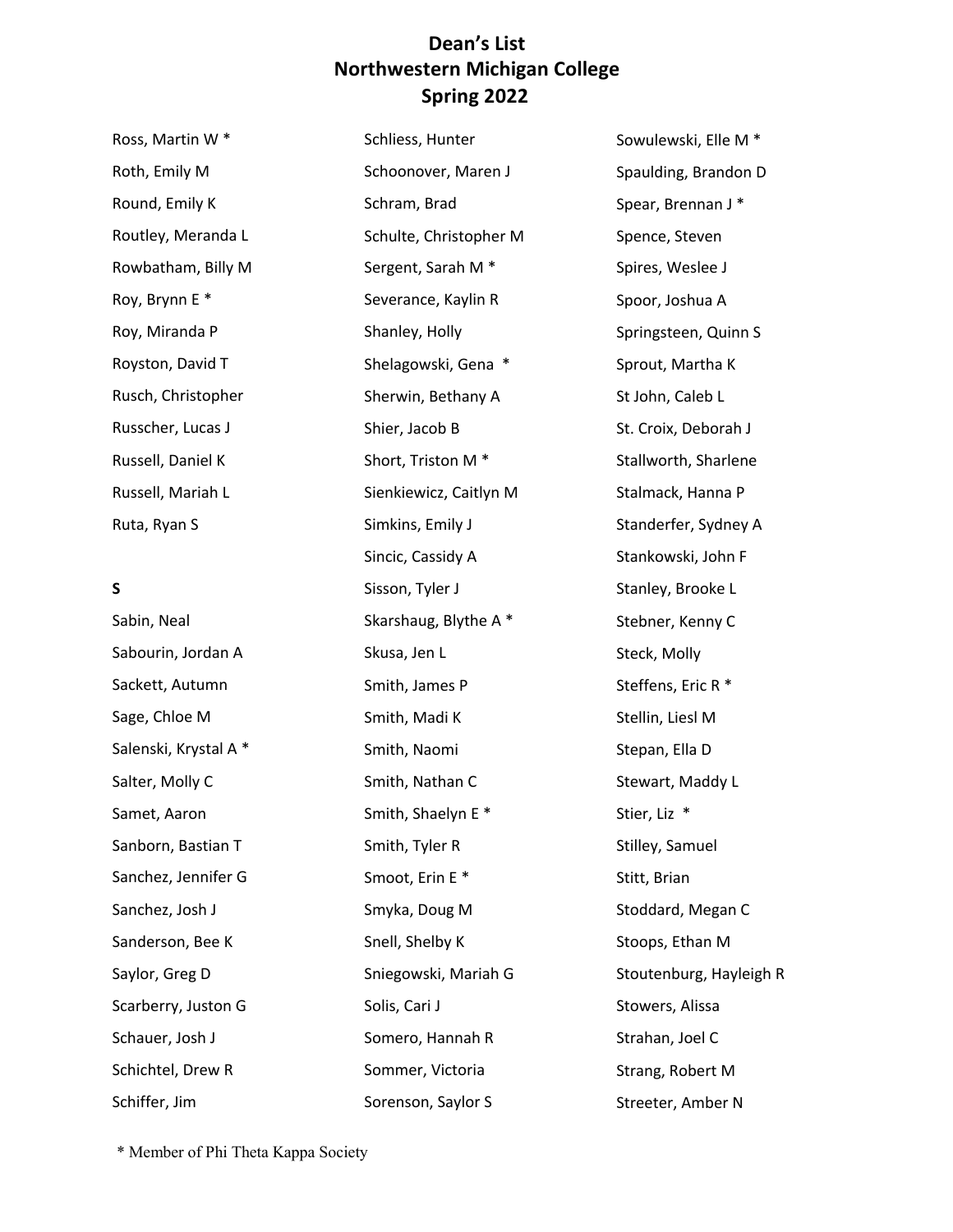# Dean's List
# Northwestern Michigan College
# Spring 2022

Ross, Martin W *
Roth, Emily M
Round, Emily K
Routley, Meranda L
Rowbatham, Billy M
Roy, Brynn E *
Roy, Miranda P
Royston, David T
Rusch, Christopher
Russcher, Lucas J
Russell, Daniel K
Russell, Mariah L
Ruta, Ryan S

**S**

Sabin, Neal
Sabourin, Jordan A
Sackett, Autumn
Sage, Chloe M
Salenski, Krystal A *
Salter, Molly C
Samet, Aaron
Sanborn, Bastian T
Sanchez, Jennifer G
Sanchez, Josh J
Sanderson, Bee K
Saylor, Greg D
Scarberry, Juston G
Schauer, Josh J
Schichtel, Drew R
Schiffer, Jim
Schliess, Hunter
Schoonover, Maren J
Schram, Brad
Schulte, Christopher M
Sergent, Sarah M *
Severance, Kaylin R
Shanley, Holly
Shelagowski, Gena *
Sherwin, Bethany A
Shier, Jacob B
Short, Triston M *
Sienkiewicz, Caitlyn M
Simkins, Emily J
Sincic, Cassidy A
Sisson, Tyler J
Skarshaug, Blythe A *
Skusa, Jen L
Smith, James P
Smith, Madi K
Smith, Naomi
Smith, Nathan C
Smith, Shaelyn E *
Smith, Tyler R
Smoot, Erin E *
Smyka, Doug M
Snell, Shelby K
Sniegowski, Mariah G
Solis, Cari J
Somero, Hannah R
Sommer, Victoria
Sorenson, Saylor S
Sowulewski, Elle M *
Spaulding, Brandon D
Spear, Brennan J *
Spence, Steven
Spires, Weslee J
Spoor, Joshua A
Springsteen, Quinn S
Sprout, Martha K
St John, Caleb L
St. Croix, Deborah J
Stallworth, Sharlene
Stalmack, Hanna P
Standerfer, Sydney A
Stankowski, John F
Stanley, Brooke L
Stebner, Kenny C
Steck, Molly
Steffens, Eric R *
Stellin, Liesl M
Stepan, Ella D
Stewart, Maddy L
Stier, Liz *
Stilley, Samuel
Stitt, Brian
Stoddard, Megan C
Stoops, Ethan M
Stoutenburg, Hayleigh R
Stowers, Alissa
Strahan, Joel C
Strang, Robert M
Streeter, Amber N

* Member of Phi Theta Kappa Society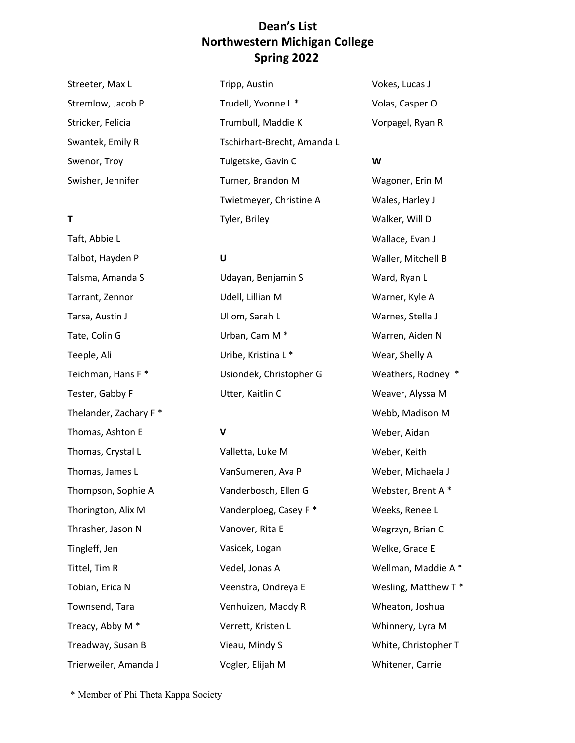# Dean's List
# Northwestern Michigan College
# Spring 2022

Streeter, Max L
Stremlow, Jacob P
Stricker, Felicia
Swantek, Emily R
Swenor, Troy
Swisher, Jennifer

**T**

Taft, Abbie L
Talbot, Hayden P
Talsma, Amanda S
Tarrant, Zennor
Tarsa, Austin J
Tate, Colin G
Teeple, Ali
Teichman, Hans F *
Tester, Gabby F
Thelander, Zachary F *
Thomas, Ashton E
Thomas, Crystal L
Thomas, James L
Thompson, Sophie A
Thorington, Alix M
Thrasher, Jason N
Tingleff, Jen
Tittel, Tim R
Tobian, Erica N
Townsend, Tara
Treacy, Abby M *
Treadway, Susan B
Trierweiler, Amanda J
Tripp, Austin
Trudell, Yvonne L *
Trumbull, Maddie K
Tschirhart-Brecht, Amanda L
Tulgetske, Gavin C
Turner, Brandon M
Twietmeyer, Christine A
Tyler, Briley

**U**

Udayan, Benjamin S
Udell, Lillian M
Ullom, Sarah L
Urban, Cam M *
Uribe, Kristina L *
Usiondek, Christopher G
Utter, Kaitlin C

**V**

Valletta, Luke M
VanSumeren, Ava P
Vanderbosch, Ellen G
Vanderploeg, Casey F *
Vanover, Rita E
Vasicek, Logan
Vedel, Jonas A
Veenstra, Ondreya E
Venhuizen, Maddy R
Verrett, Kristen L
Vieau, Mindy S
Vogler, Elijah M
Vokes, Lucas J
Volas, Casper O
Vorpagel, Ryan R

**W**

Wagoner, Erin M
Wales, Harley J
Walker, Will D
Wallace, Evan J
Waller, Mitchell B
Ward, Ryan L
Warner, Kyle A
Warnes, Stella J
Warren, Aiden N
Wear, Shelly A
Weathers, Rodney *
Weaver, Alyssa M
Webb, Madison M
Weber, Aidan
Weber, Keith
Weber, Michaela J
Webster, Brent A *
Weeks, Renee L
Wegrzyn, Brian C
Welke, Grace E
Wellman, Maddie A *
Wesling, Matthew T *
Wheaton, Joshua
Whinnery, Lyra M
White, Christopher T
Whitener, Carrie

* Member of Phi Theta Kappa Society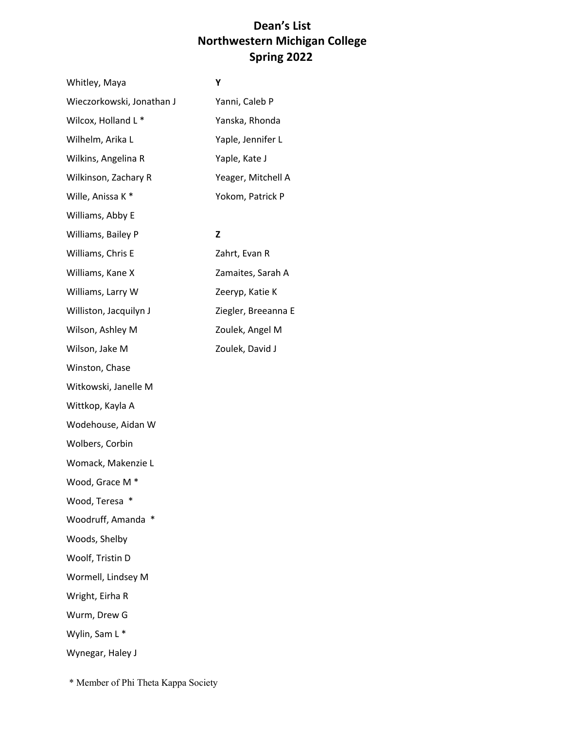# Dean's List
# Northwestern Michigan College
# Spring 2022

Whitley, Maya

Wieczorkowski, Jonathan J

Wilcox, Holland L *

Wilhelm, Arika L

Wilkins, Angelina R

Wilkinson, Zachary R

Wille, Anissa K *

Williams, Abby E

Williams, Bailey P

Williams, Chris E

Williams, Kane X

Williams, Larry W

Williston, Jacquilyn J

Wilson, Ashley M

Wilson, Jake M

Winston, Chase

Witkowski, Janelle M

Wittkop, Kayla A

Wodehouse, Aidan W

Wolbers, Corbin

Womack, Makenzie L

Wood, Grace M *

Wood, Teresa *

Woodruff, Amanda *

Woods, Shelby

Woolf, Tristin D

Wormell, Lindsey M

Wright, Eirha R

Wurm, Drew G

Wylin, Sam L *

Wynegar, Haley J

**Y**

Yanni, Caleb P

Yanska, Rhonda

Yaple, Jennifer L

Yaple, Kate J

Yeager, Mitchell A

Yokom, Patrick P

**Z**

Zahrt, Evan R

Zamaites, Sarah A

Zeeryp, Katie K

Ziegler, Breeanna E

Zoulek, Angel M

Zoulek, David J

* Member of Phi Theta Kappa Society